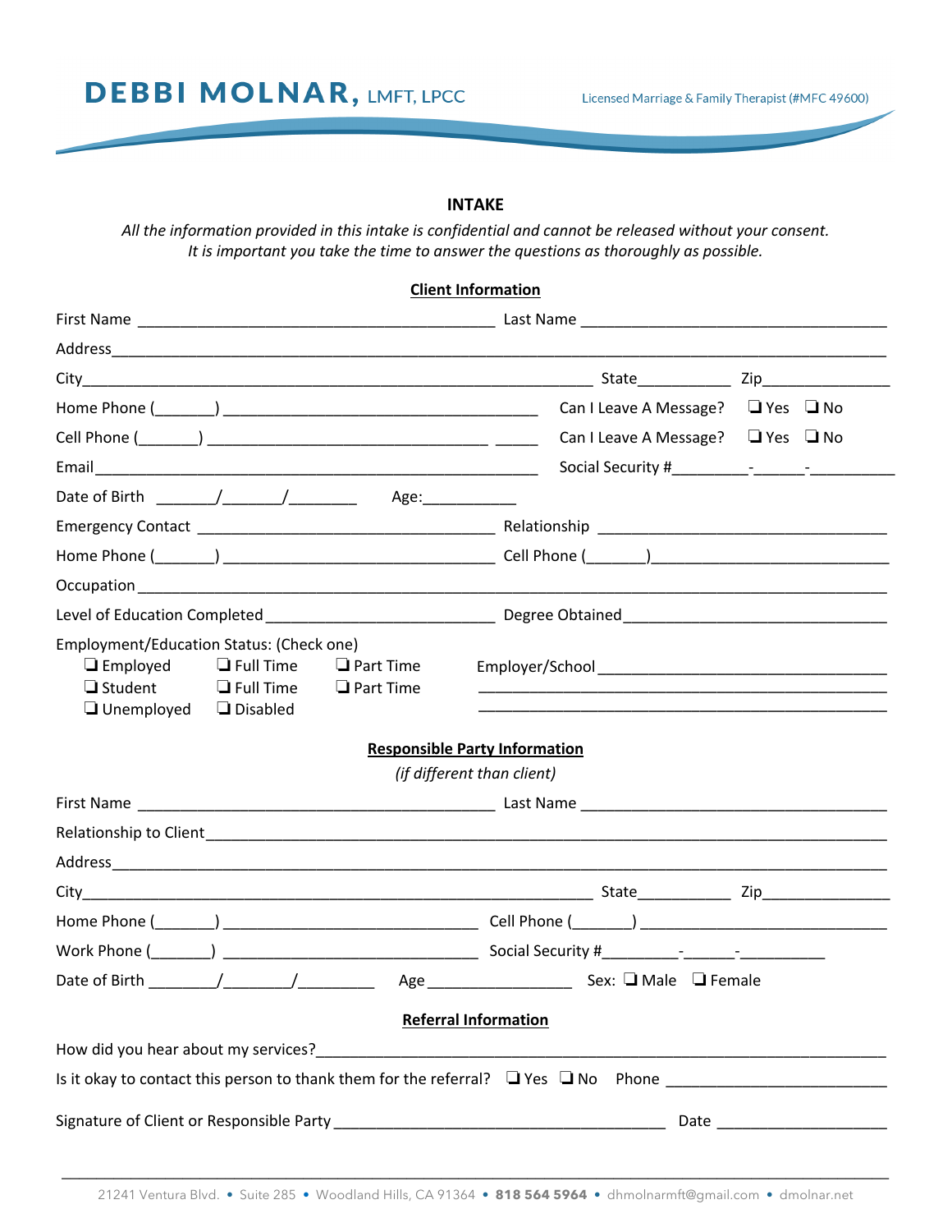# DEBBI MOLNAR, LMFT, LPCC

Licensed Marriage & Family Therapist (#MFC 49600)

## INTAKE

*All the information provided in this intake is confidential and cannot be released without your consent.*
*It is important you take the time to answer the questions as thoroughly as possible.*

### Client Information

First Name ___________________________________________ Last Name ____________________________________

Address_______________________________________________________________________________________

City_______________________________________________________________ State___________ Zip_______________

Home Phone (_______) ____________________________________ Can I Leave A Message? ❑ Yes ❑ No

Cell Phone (_______) __________________________________ _____ Can I Leave A Message? ❑ Yes ❑ No

Email______________________________________________________ Social Security #_________-______-__________

Date of Birth _______/_______/________ Age:___________

Emergency Contact ____________________________________ Relationship ___________________________________

Home Phone (_______) ________________________________ Cell Phone (_______)____________________________

Occupation_____________________________________________________________________________________

Level of Education Completed ___________________________ Degree Obtained________________________________

Employment/Education Status: (Check one)

❑ Employed ❑ Full Time ❑ Part Time Employer/School _____________________________________

❑ Student ❑ Full Time ❑ Part Time _____________________________________________________

❑ Unemployed ❑ Disabled _____________________________________________________

### Responsible Party Information

*(if different than client)*

First Name ___________________________________________ Last Name ____________________________________

Relationship to Client___________________________________________________________________________

Address_______________________________________________________________________________________

City_______________________________________________________________ State___________ Zip_______________

Home Phone (_______) _______________________________ Cell Phone (_______) ______________________________

Work Phone (_______) _______________________________ Social Security #_________-______-__________

Date of Birth ________/________/_________ Age _________________ Sex: ❑ Male ❑ Female

### Referral Information

How did you hear about my services?______________________________________________________________

Is it okay to contact this person to thank them for the referral? ❑ Yes ❑ No Phone _________________________

Signature of Client or Responsible Party ________________________________________ Date ____________________

21241 Ventura Blvd. • Suite 285 • Woodland Hills, CA 91364 • **818 564 5964** • dhmolnarmft@gmail.com • dmolnar.net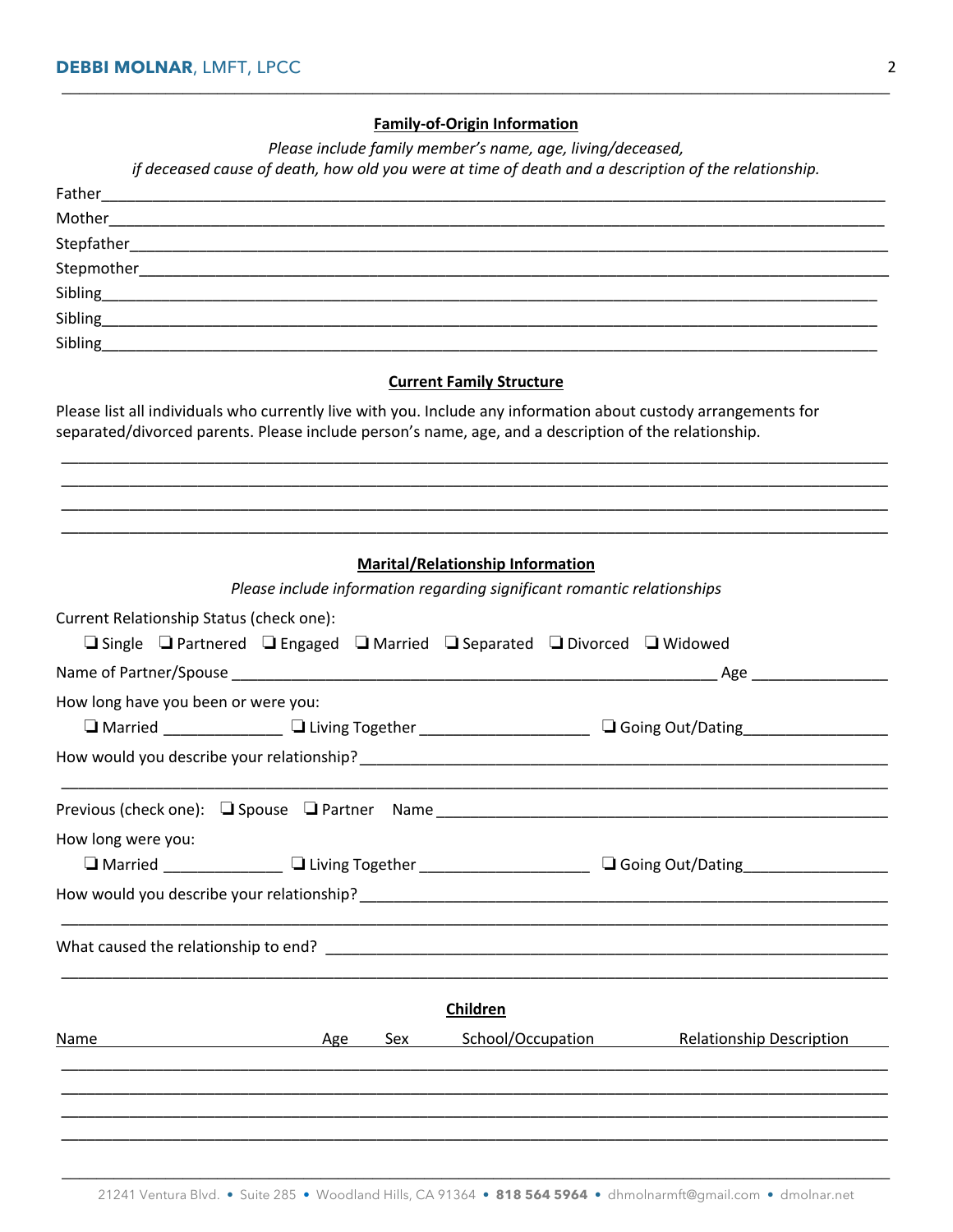## Family-of-Origin Information

*Please include family member's name, age, living/deceased,*
*if deceased cause of death, how old you were at time of death and a description of the relationship.*

Father_______________________________________________________________________________

Mother______________________________________________________________________________

Stepfather____________________________________________________________________________

Stepmother___________________________________________________________________________

Sibling_______________________________________________________________________________

Sibling_______________________________________________________________________________

Sibling_______________________________________________________________________________

## Current Family Structure

Please list all individuals who currently live with you. Include any information about custody arrangements for separated/divorced parents. Please include person's name, age, and a description of the relationship.

______________________________________________________________________________________

______________________________________________________________________________________

______________________________________________________________________________________

______________________________________________________________________________________

## Marital/Relationship Information

*Please include information regarding significant romantic relationships*

Current Relationship Status (check one):

❑ Single ❑ Partnered ❑ Engaged ❑ Married ❑ Separated ❑ Divorced ❑ Widowed

Name of Partner/Spouse ______________________________________________ Age ______________

How long have you been or were you:

❑ Married ____________ ❑ Living Together _________________ ❑ Going Out/Dating_______________

How would you describe your relationship?_____________________________________________________

______________________________________________________________________________________

Previous (check one): ❑ Spouse ❑ Partner Name __________________________________________

How long were you:

❑ Married ____________ ❑ Living Together _________________ ❑ Going Out/Dating_______________

How would you describe your relationship?_____________________________________________________

______________________________________________________________________________________

What caused the relationship to end? _________________________________________________________

______________________________________________________________________________________

## Children

| Name | Age | Sex | School/Occupation | Relationship Description |
|---|---|---|---|---|
| | | | | |
| | | | | |
| | | | | |
| | | | | |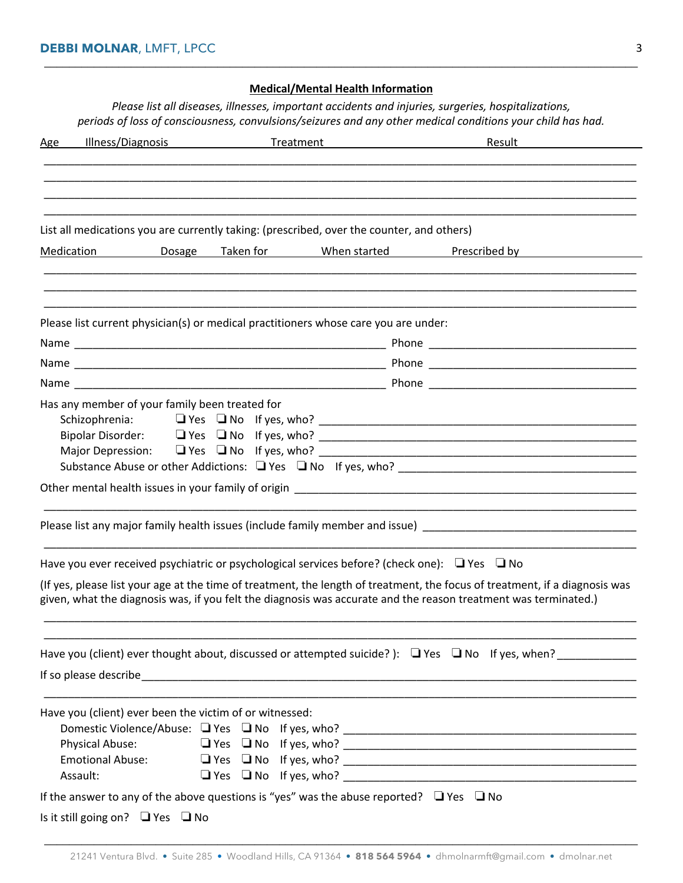## Medical/Mental Health Information

*Please list all diseases, illnesses, important accidents and injuries, surgeries, hospitalizations, periods of loss of consciousness, convulsions/seizures and any other medical conditions your child has had.*

| Age | Illness/Diagnosis | Treatment | Result |
|---|---|---|---|
| | | | |
| | | | |
| | | | |
| | | | |

List all medications you are currently taking: (prescribed, over the counter, and others)

| Medication | Dosage | Taken for | When started | Prescribed by |
|---|---|---|---|---|
| | | | | |
| | | | | |
| | | | | |

Please list current physician(s) or medical practitioners whose care you are under:

Name ______________________________ Phone ______________________

Name ______________________________ Phone ______________________

Name ______________________________ Phone ______________________

Has any member of your family been treated for

- Schizophrenia: ❑ Yes ❑ No If yes, who? ______________________
- Bipolar Disorder: ❑ Yes ❑ No If yes, who? ______________________
- Major Depression: ❑ Yes ❑ No If yes, who? ______________________
- Substance Abuse or other Addictions: ❑ Yes ❑ No If yes, who? ______________________

Other mental health issues in your family of origin ______________________

______________________________________________________________

Please list any major family health issues (include family member and issue) ______________________

______________________________________________________________

Have you ever received psychiatric or psychological services before? (check one): ❑ Yes ❑ No

(If yes, please list your age at the time of treatment, the length of treatment, the focus of treatment, if a diagnosis was given, what the diagnosis was, if you felt the diagnosis was accurate and the reason treatment was terminated.)

______________________________________________________________

______________________________________________________________

Have you (client) ever thought about, discussed or attempted suicide? ): ❑ Yes ❑ No If yes, when? ____________

If so please describe______________________________________________

______________________________________________________________

Have you (client) ever been the victim of or witnessed:

- Domestic Violence/Abuse: ❑ Yes ❑ No If yes, who? ______________________
- Physical Abuse: ❑ Yes ❑ No If yes, who? ______________________
- Emotional Abuse: ❑ Yes ❑ No If yes, who? ______________________
- Assault: ❑ Yes ❑ No If yes, who? ______________________

If the answer to any of the above questions is "yes" was the abuse reported? ❑ Yes ❑ No

Is it still going on? ❑ Yes ❑ No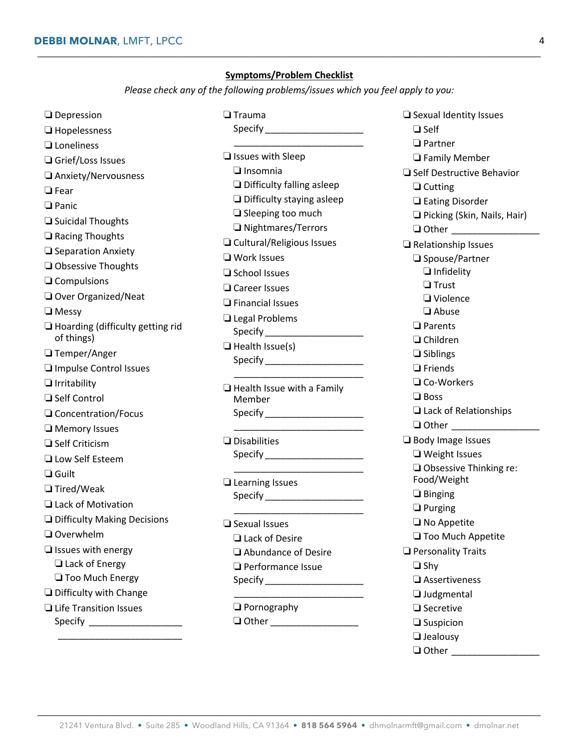## Symptoms/Problem Checklist

*Please check any of the following problems/issues which you feel apply to you:*

- ❏ Depression
- ❏ Hopelessness
- ❏ Loneliness
- ❏ Grief/Loss Issues
- ❏ Anxiety/Nervousness
- ❏ Fear
- ❏ Panic
- ❏ Suicidal Thoughts
- ❏ Racing Thoughts
- ❏ Separation Anxiety
- ❏ Obsessive Thoughts
- ❏ Compulsions
- ❏ Over Organized/Neat
- ❏ Messy
- ❏ Hoarding (difficulty getting rid of things)
- ❏ Temper/Anger
- ❏ Impulse Control Issues
- ❏ Irritability
- ❏ Self Control
- ❏ Concentration/Focus
- ❏ Memory Issues
- ❏ Self Criticism
- ❏ Low Self Esteem
- ❏ Guilt
- ❏ Tired/Weak
- ❏ Lack of Motivation
- ❏ Difficulty Making Decisions
- ❏ Overwhelm
- ❏ Issues with energy
  - ❏ Lack of Energy
  - ❏ Too Much Energy
- ❏ Difficulty with Change
- ❏ Life Transition Issues
  Specify ___________________
  ___________________________
- ❏ Trauma
  Specify ___________________
  ___________________________
- ❏ Issues with Sleep
  - ❏ Insomnia
  - ❏ Difficulty falling asleep
  - ❏ Difficulty staying asleep
  - ❏ Sleeping too much
  - ❏ Nightmares/Terrors
- ❏ Cultural/Religious Issues
- ❏ Work Issues
- ❏ School Issues
- ❏ Career Issues
- ❏ Financial Issues
- ❏ Legal Problems
  Specify ___________________
- ❏ Health Issue(s)
  Specify ___________________
  ___________________________
- ❏ Health Issue with a Family Member
  Specify ___________________
  ___________________________
- ❏ Disabilities
  Specify ___________________
  ___________________________
- ❏ Learning Issues
  Specify ___________________
  ___________________________
- ❏ Sexual Issues
  - ❏ Lack of Desire
  - ❏ Abundance of Desire
  - ❏ Performance Issue
  Specify ___________________
  ___________________________
  - ❏ Pornography
  - ❏ Other _________________
- ❏ Sexual Identity Issues
  - ❏ Self
  - ❏ Partner
  - ❏ Family Member
- ❏ Self Destructive Behavior
  - ❏ Cutting
  - ❏ Eating Disorder
  - ❏ Picking (Skin, Nails, Hair)
  - ❏ Other _________________
- ❏ Relationship Issues
  - ❏ Spouse/Partner
    - ❏ Infidelity
    - ❏ Trust
    - ❏ Violence
    - ❏ Abuse
  - ❏ Parents
  - ❏ Children
  - ❏ Siblings
  - ❏ Friends
  - ❏ Co-Workers
  - ❏ Boss
  - ❏ Lack of Relationships
  - ❏ Other _________________
- ❏ Body Image Issues
  - ❏ Weight Issues
  - ❏ Obsessive Thinking re: Food/Weight
  - ❏ Binging
  - ❏ Purging
  - ❏ No Appetite
  - ❏ Too Much Appetite
- ❏ Personality Traits
  - ❏ Shy
  - ❏ Assertiveness
  - ❏ Judgmental
  - ❏ Secretive
  - ❏ Suspicion
  - ❏ Jealousy
  - ❏ Other _________________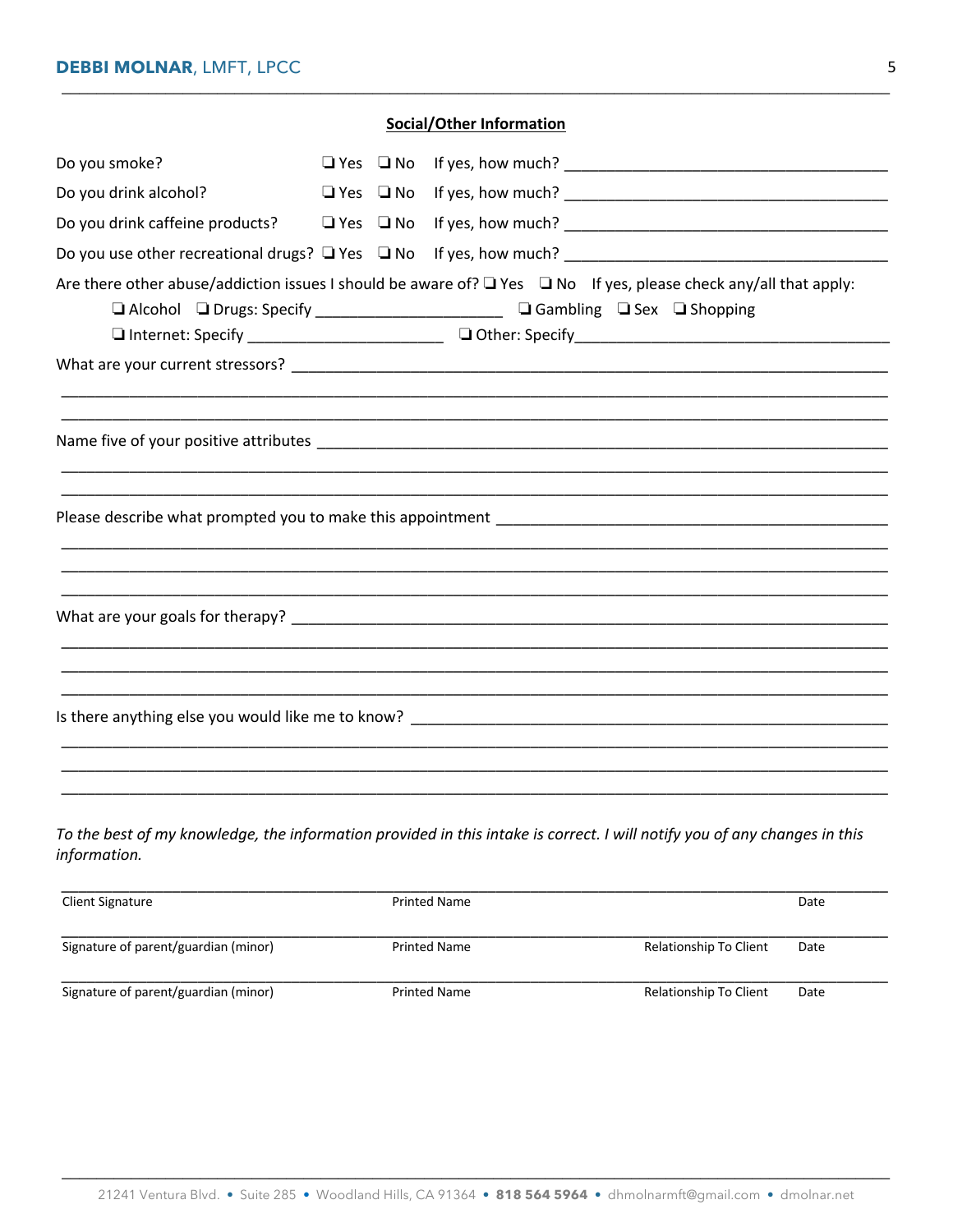## Social/Other Information

Do you smoke? ❑ Yes ❑ No If yes, how much? ______________________________________

Do you drink alcohol? ❑ Yes ❑ No If yes, how much? ______________________________________

Do you drink caffeine products? ❑ Yes ❑ No If yes, how much? ______________________________________

Do you use other recreational drugs? ❑ Yes ❑ No If yes, how much? ______________________________________

Are there other abuse/addiction issues I should be aware of? ❑ Yes ❑ No If yes, please check any/all that apply:

❑ Alcohol ❑ Drugs: Specify ______________________ ❑ Gambling ❑ Sex ❑ Shopping

❑ Internet: Specify ________________________ ❑ Other: Specify______________________________________

What are your current stressors? ________________________________________________________________

_____________________________________________________________________________________________

_____________________________________________________________________________________________

Name five of your positive attributes ______________________________________________________________

_____________________________________________________________________________________________

_____________________________________________________________________________________________

Please describe what prompted you to make this appointment _____________________________________________

_____________________________________________________________________________________________

_____________________________________________________________________________________________

_____________________________________________________________________________________________

What are your goals for therapy? ________________________________________________________________

_____________________________________________________________________________________________

_____________________________________________________________________________________________

_____________________________________________________________________________________________

Is there anything else you would like me to know? _____________________________________________________

_____________________________________________________________________________________________

_____________________________________________________________________________________________

_____________________________________________________________________________________________

*To the best of my knowledge, the information provided in this intake is correct. I will notify you of any changes in this information.*

_____________________________________________________________________________________________

Client Signature | Printed Name | Date

_____________________________________________________________________________________________

Signature of parent/guardian (minor) | Printed Name | Relationship To Client | Date

_____________________________________________________________________________________________

Signature of parent/guardian (minor) | Printed Name | Relationship To Client | Date